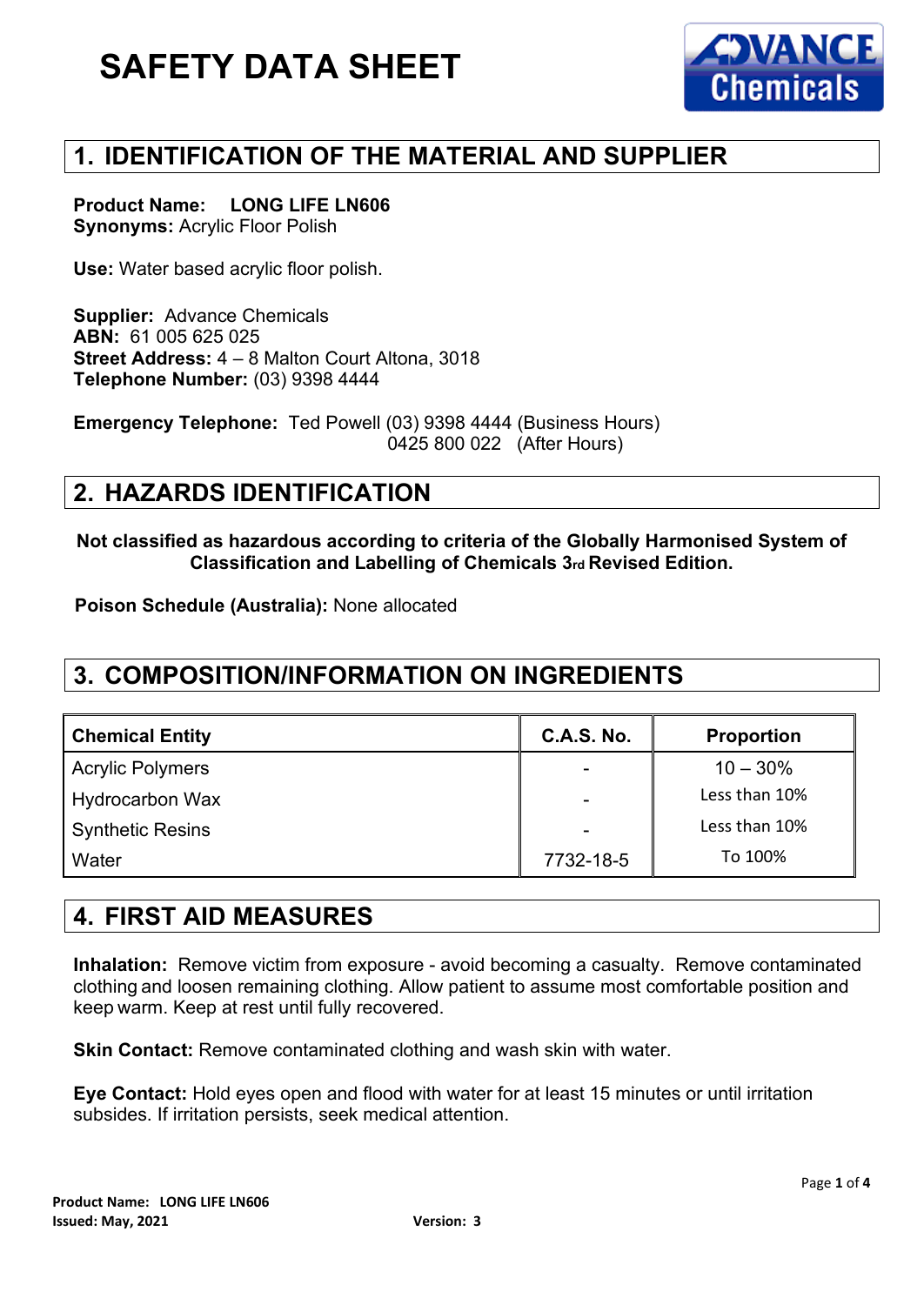# SAFETY DATA SHEET

## 1. IDENTIFICATION OF THE MATERIAL AND SUPPLIER

**Product Name:** **LONG LIFE LN606**
**Synonyms:** Acrylic Floor Polish

**Use:** Water based acrylic floor polish.

**Supplier:** Advance Chemicals
**ABN:** 61 005 625 025
**Street Address:** 4 – 8 Malton Court Altona, 3018
**Telephone Number:** (03) 9398 4444

**Emergency Telephone:** Ted Powell (03) 9398 4444 (Business Hours)
0425 800 022 (After Hours)

## 2. HAZARDS IDENTIFICATION

**Not classified as hazardous according to criteria of the Globally Harmonised System of Classification and Labelling of Chemicals 3rd Revised Edition.**

**Poison Schedule (Australia):** None allocated

## 3. COMPOSITION/INFORMATION ON INGREDIENTS

| Chemical Entity | C.A.S. No. | Proportion |
|---|---|---|
| Acrylic Polymers | - | 10 – 30% |
| Hydrocarbon Wax | - | Less than 10% |
| Synthetic Resins | - | Less than 10% |
| Water | 7732-18-5 | To 100% |

## 4. FIRST AID MEASURES

**Inhalation:** Remove victim from exposure - avoid becoming a casualty. Remove contaminated clothing and loosen remaining clothing. Allow patient to assume most comfortable position and keep warm. Keep at rest until fully recovered.

**Skin Contact:** Remove contaminated clothing and wash skin with water.

**Eye Contact:** Hold eyes open and flood with water for at least 15 minutes or until irritation subsides. If irritation persists, seek medical attention.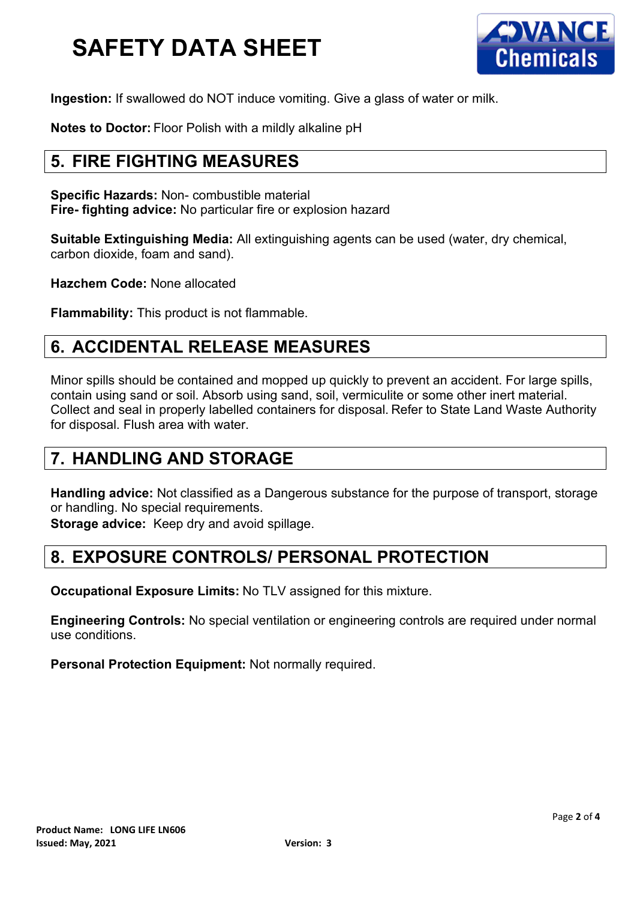**Ingestion:** If swallowed do NOT induce vomiting. Give a glass of water or milk.

**Notes to Doctor:** Floor Polish with a mildly alkaline pH

## 5. FIRE FIGHTING MEASURES

**Specific Hazards:** Non- combustible material
**Fire- fighting advice:** No particular fire or explosion hazard

**Suitable Extinguishing Media:** All extinguishing agents can be used (water, dry chemical, carbon dioxide, foam and sand).

**Hazchem Code:** None allocated

**Flammability:** This product is not flammable.

## 6. ACCIDENTAL RELEASE MEASURES

Minor spills should be contained and mopped up quickly to prevent an accident. For large spills, contain using sand or soil. Absorb using sand, soil, vermiculite or some other inert material. Collect and seal in properly labelled containers for disposal. Refer to State Land Waste Authority for disposal. Flush area with water.

## 7. HANDLING AND STORAGE

**Handling advice:** Not classified as a Dangerous substance for the purpose of transport, storage or handling. No special requirements.
**Storage advice:** Keep dry and avoid spillage.

## 8. EXPOSURE CONTROLS/ PERSONAL PROTECTION

**Occupational Exposure Limits:** No TLV assigned for this mixture.

**Engineering Controls:** No special ventilation or engineering controls are required under normal use conditions.

**Personal Protection Equipment:** Not normally required.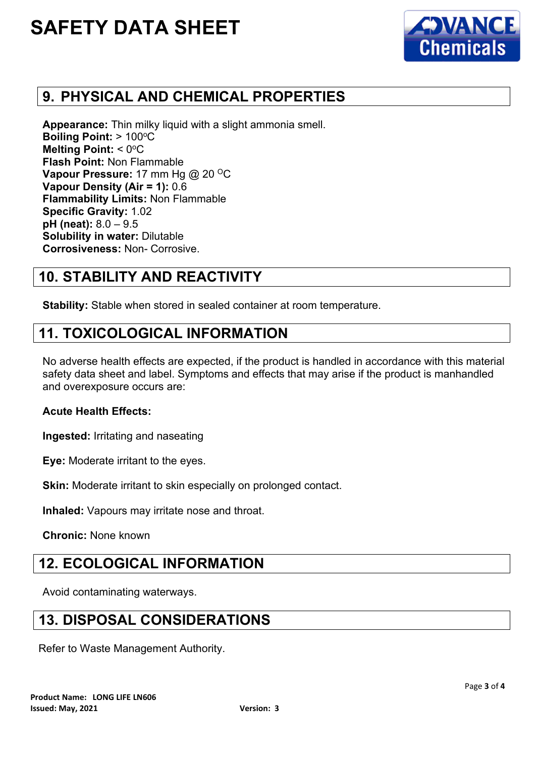## 9. PHYSICAL AND CHEMICAL PROPERTIES

**Appearance:** Thin milky liquid with a slight ammonia smell.
**Boiling Point:** > 100°C
**Melting Point:** < 0°C
**Flash Point:** Non Flammable
**Vapour Pressure:** 17 mm Hg @ 20 °C
**Vapour Density (Air = 1):** 0.6
**Flammability Limits:** Non Flammable
**Specific Gravity:** 1.02
**pH (neat):** 8.0 – 9.5
**Solubility in water:** Dilutable
**Corrosiveness:** Non- Corrosive.

## 10. STABILITY AND REACTIVITY

**Stability:** Stable when stored in sealed container at room temperature.

## 11. TOXICOLOGICAL INFORMATION

No adverse health effects are expected, if the product is handled in accordance with this material safety data sheet and label. Symptoms and effects that may arise if the product is manhandled and overexposure occurs are:

**Acute Health Effects:**

**Ingested:** Irritating and naseating

**Eye:** Moderate irritant to the eyes.

**Skin:** Moderate irritant to skin especially on prolonged contact.

**Inhaled:** Vapours may irritate nose and throat.

**Chronic:** None known

## 12. ECOLOGICAL INFORMATION

Avoid contaminating waterways.

## 13. DISPOSAL CONSIDERATIONS

Refer to Waste Management Authority.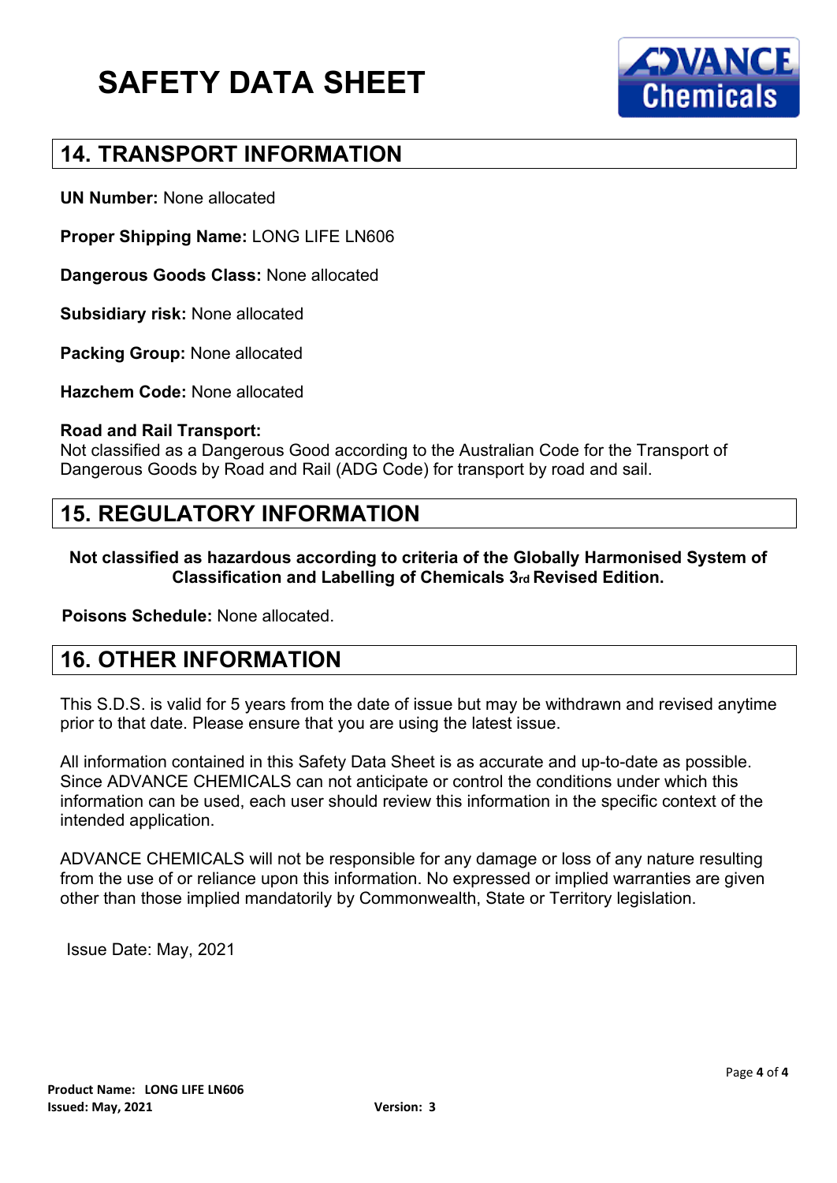# SAFETY DATA SHEET

## 14. TRANSPORT INFORMATION

**UN Number:** None allocated

**Proper Shipping Name:** LONG LIFE LN606

**Dangerous Goods Class:** None allocated

**Subsidiary risk:** None allocated

**Packing Group:** None allocated

**Hazchem Code:** None allocated

**Road and Rail Transport:**
Not classified as a Dangerous Good according to the Australian Code for the Transport of Dangerous Goods by Road and Rail (ADG Code) for transport by road and sail.

## 15. REGULATORY INFORMATION

**Not classified as hazardous according to criteria of the Globally Harmonised System of Classification and Labelling of Chemicals 3rd Revised Edition.**

**Poisons Schedule:** None allocated.

## 16. OTHER INFORMATION

This S.D.S. is valid for 5 years from the date of issue but may be withdrawn and revised anytime prior to that date. Please ensure that you are using the latest issue.

All information contained in this Safety Data Sheet is as accurate and up-to-date as possible. Since ADVANCE CHEMICALS can not anticipate or control the conditions under which this information can be used, each user should review this information in the specific context of the intended application.

ADVANCE CHEMICALS will not be responsible for any damage or loss of any nature resulting from the use of or reliance upon this information. No expressed or implied warranties are given other than those implied mandatorily by Commonwealth, State or Territory legislation.

Issue Date: May, 2021